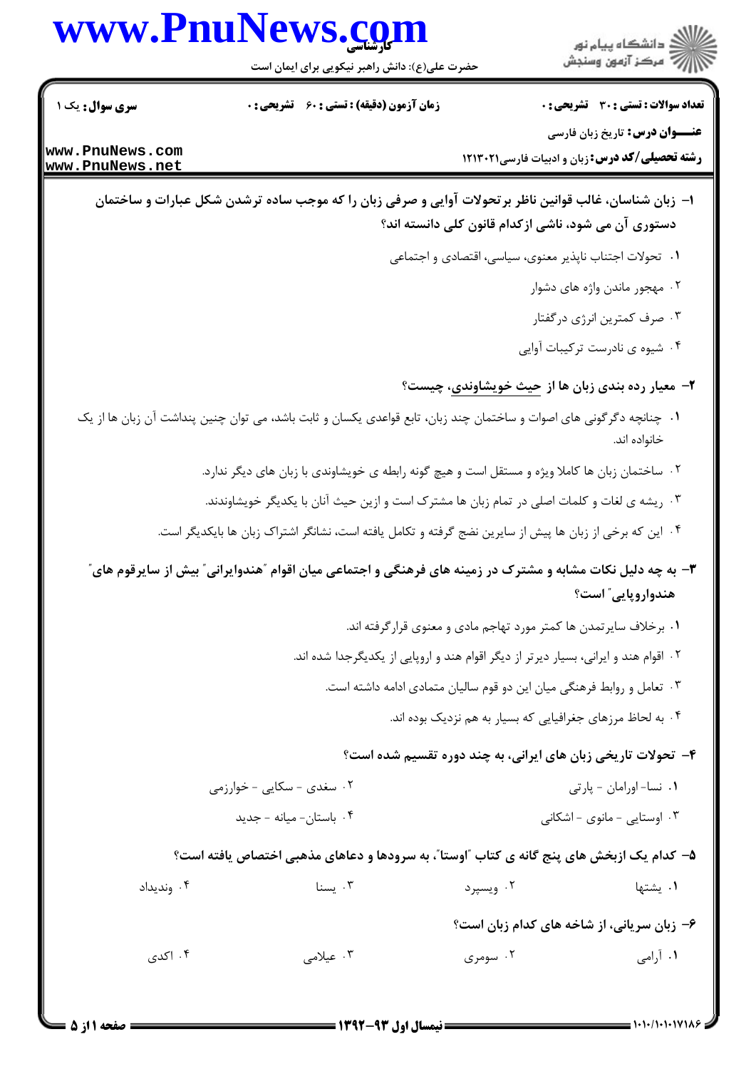**سری سوال:** یک ۱

**زمان آزمون (دقیقه) : تستی : ۶۰ تشریحی : ۰**

**تعداد سوالات : تستی : ۳۰ تشریحی : ۰**

**عنـــوان درس:** تاریخ زبان فارسی

**رشته تحصیلی/کد درس:** زبان و ادبیات فارسی۱۲۱۳۰۲۱

**۱– زبان شناسان، غالب قوانین ناظر برتحولات آوایی و صرفی زبان را که موجب ساده ترشدن شکل عبارات و ساختمان دستوری آن می شود، ناشی ازکدام قانون کلی دانسته اند؟**

۱. تحولات اجتناب ناپذیر معنوی، سیاسی، اقتصادی و اجتماعی

۲. مهجور ماندن واژه های دشوار

۳. صرف کمترین انرژی درگفتار

۴. شیوه ی نادرست ترکیبات آوایی

**۲– معیار رده بندی زبان ها از حیث خویشاوندی، چیست؟**

۱. چنانچه دگرگونی های اصوات و ساختمان چند زبان، تابع قواعدی یکسان و ثابت باشد، می توان چنین پنداشت آن زبان ها از یک خانواده اند.

۲. ساختمان زبان ها کاملا ویژه و مستقل است و هیچ گونه رابطه ی خویشاوندی با زبان های دیگر ندارد.

۳. ریشه ی لغات و کلمات اصلی در تمام زبان ها مشترک است و ازین حیث آنان با یکدیگر خویشاوندند.

۴. این که برخی از زبان ها پیش از سایرین نضج گرفته و تکامل یافته است، نشانگر اشتراک زبان ها بایکدیگر است.

**۳– به چه دلیل نکات مشابه و مشترک در زمینه های فرهنگی و اجتماعی میان اقوام "هندوایرانی" بیش از سایرقوم های "هندواروپایی" است؟**

۱. برخلاف سایرتمدن ها کمتر مورد تهاجم مادی و معنوی قرارگرفته اند.

۲. اقوام هند و ایرانی، بسیار دیرتر از دیگر اقوام هند و اروپایی از یکدیگرجدا شده اند.

۳. تعامل و روابط فرهنگی میان این دو قوم سالیان متمادی ادامه داشته است.

۴. به لحاظ مرزهای جغرافیایی که بسیار به هم نزدیک بوده اند.

**۴– تحولات تاریخی زبان های ایرانی، به چند دوره تقسیم شده است؟**

۱. نسا- اورامان - پارتی

۲. سغدی - سکایی - خوارزمی

۳. اوستایی - مانوی - اشکانی

۴. باستان- میانه - جدید

**۵– کدام یک ازبخش های پنج گانه ی کتاب "اوستا"، به سرودها و دعاهای مذهبی اختصاص یافته است؟**

۱. یشتها

۲. ویسپرد

۳. یسنا

۴. وندیداد

**۶– زبان سریانی، از شاخه های کدام زبان است؟**

۱. آرامی

۲. سومری

۳. عیلامی

۴. اکدی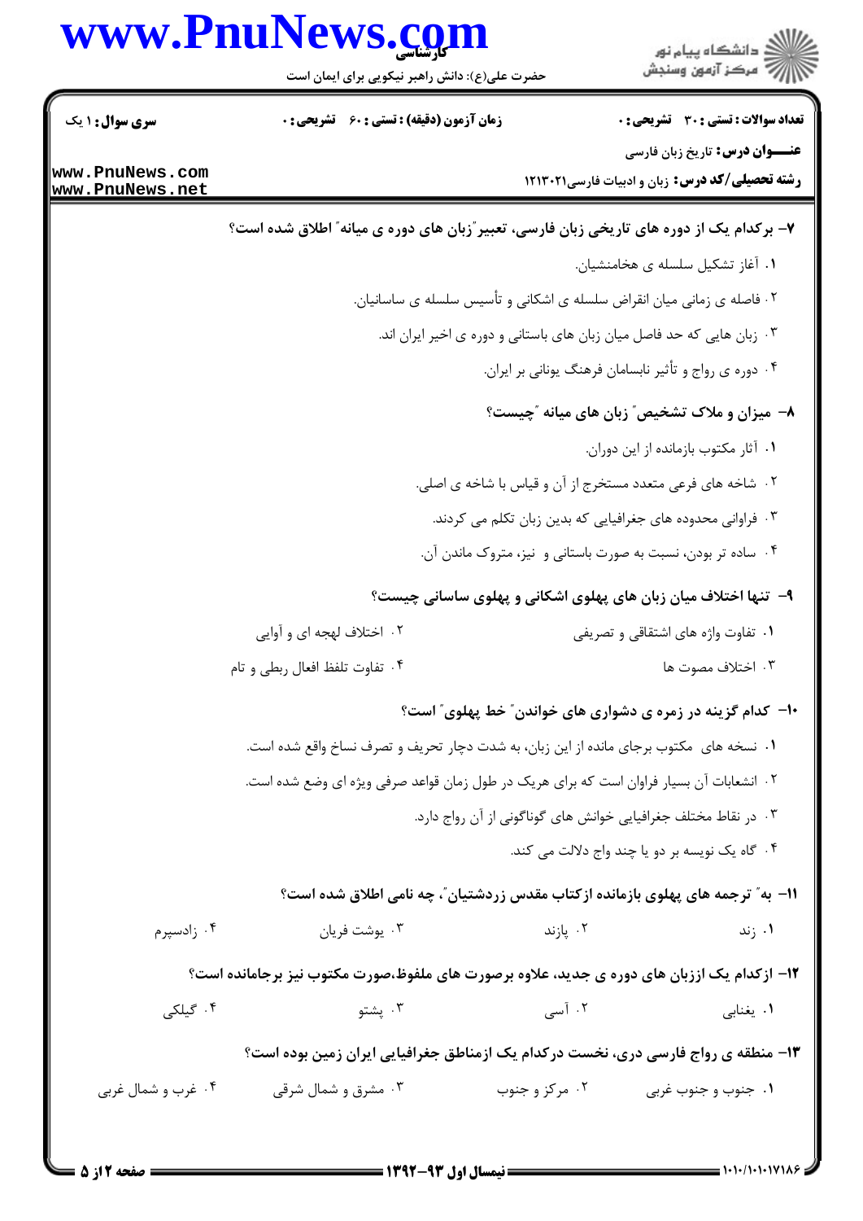**سری سوال:** ۱ یک | **زمان آزمون (دقیقه) : تستی :** ۶۰ **تشریحی :** ۰ | **تعداد سوالات : تستی :** ۳۰ **تشریحی :** ۰

**عنـــوان درس:** تاریخ زبان فارسی

**رشته تحصیلی/کد درس:** زبان و ادبیات فارسی۱۲۱۳۰۲۱

۷- برکدام یک از دوره های تاریخی زبان فارسی، تعبیر"زبان های دوره ی میانه" اطلاق شده است؟

۱. آغاز تشکیل سلسله ی هخامنشیان.

۲. فاصله ی زمانی میان انقراض سلسله ی اشکانی و تأسیس سلسله ی ساسانیان.

۳. زبان هایی که حد فاصل میان زبان های باستانی و دوره ی اخیر ایران اند.

۴. دوره ی رواج و تأثیر نابسامان فرهنگ یونانی بر ایران.

۸- میزان و ملاک تشخیص" زبان های میانه "چیست؟

۱. آثار مکتوب بازمانده از این دوران.

۲. شاخه های فرعی متعدد مستخرج از آن و قیاس با شاخه ی اصلی.

۳. فراوانی محدوده های جغرافیایی که بدین زبان تکلم می کردند.

۴. ساده تر بودن، نسبت به صورت باستانی و نیز، متروک ماندن آن.

۹- تنها اختلاف میان زبان های پهلوی اشکانی و پهلوی ساسانی چیست؟

۱. تفاوت واژه های اشتقاقی و تصریفی

۲. اختلاف لهجه ای و آوایی

۳. اختلاف مصوت ها

۴. تفاوت تلفظ افعال ربطی و تام

۱۰- کدام گزینه در زمره ی دشواری های خواندن" خط پهلوی" است؟

۱. نسخه های مکتوب برجای مانده از این زبان، به شدت دچار تحریف و تصرف نساخ واقع شده است.

۲. انشعابات آن بسیار فراوان است که برای هریک در طول زمان قواعد صرفی ویژه ای وضع شده است.

۳. در نقاط مختلف جغرافیایی خوانش های گوناگونی از آن رواج دارد.

۴. گاه یک نویسه بر دو یا چند واج دلالت می کند.

۱۱- به" ترجمه های پهلوی بازمانده ازکتاب مقدس زردشتیان"، چه نامی اطلاق شده است؟

۱. زند

۲. پازند

۳. یوشت فریان

۴. زادسپرم

۱۲- ازکدام یک اززبان های دوره ی جدید، علاوه برصورت های ملفوظ،صورت مکتوب نیز برجامانده است؟

۱. یغنابی

۲. آسی

۳. پشتو

۴. گیلکی

۱۳- منطقه ی رواج فارسی دری، نخست درکدام یک ازمناطق جغرافیایی ایران زمین بوده است؟

۱. جنوب و جنوب غربی

۲. مرکز و جنوب

۳. مشرق و شمال شرقی

۴. غرب و شمال غربی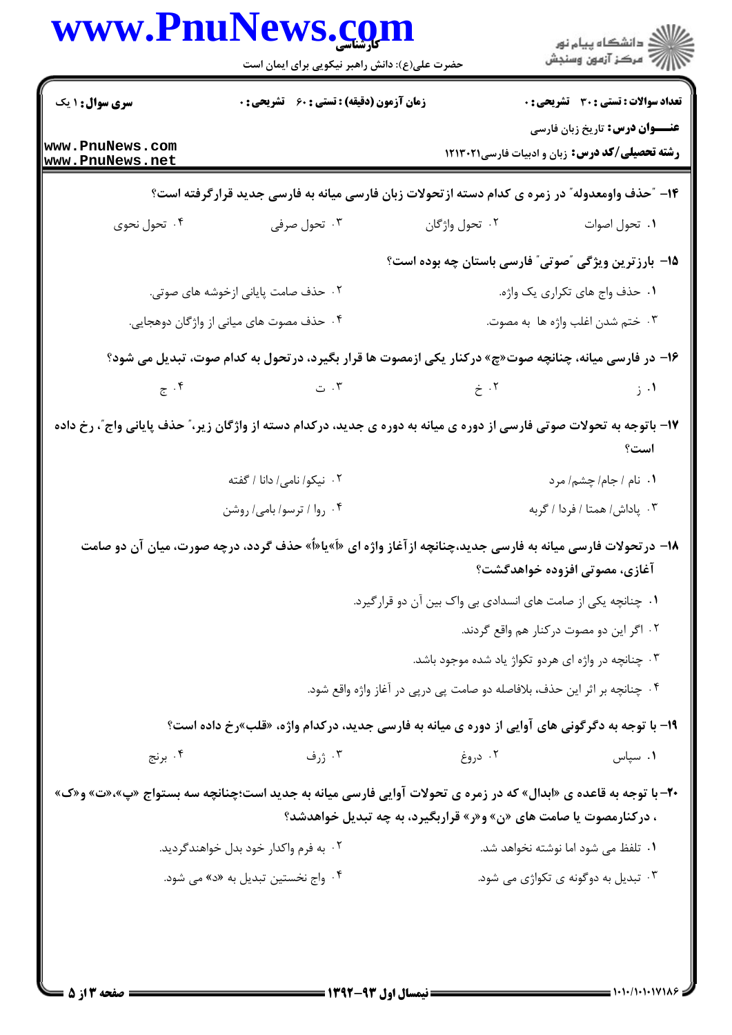۱۴- "حذف واومعدوله" در زمره ی کدام دسته ازتحولات زبان فارسی میانه به فارسی جدید قرارگرفته است؟

۱. تحول اصوات
۲. تحول واژگان
۳. تحول صرفی
۴. تحول نحوی

۱۵- بارزترین ویژگی "صوتی" فارسی باستان چه بوده است؟

۱. حذف واج های تکراری یک واژه.
۲. حذف صامت پایانی ازخوشه های صوتی.
۳. ختم شدن اغلب واژه ها به مصوت.
۴. حذف مصوت های میانی از واژگان دوهجایی.

۱۶- در فارسی میانه، چنانچه صوت«چ» درکنار یکی ازمصوت ها قرار بگیرد، درتحول به کدام صوت، تبدیل می شود؟

۱. ز
۲. خ
۳. ت
۴. ج

۱۷- باتوجه به تحولات صوتی فارسی از دوره ی میانه به دوره ی جدید، درکدام دسته از واژگان زیر،" حذف پایانی واج"، رخ داده است؟

۱. نام / جام/ چشم/ مرد
۲. نیکو/ نامی/ دانا / گفته
۳. پاداش/ همتا / فردا / گربه
۴. روا / ترسو/ بامی/ روشن

۱۸- درتحولات فارسی میانه به فارسی جدید،چنانچه ازآغاز واژه ای «اَ»یا«اُ» حذف گردد، درچه صورت، میان آن دو صامت آغازی، مصوتی افزوده خواهدگشت؟

۱. چنانچه یکی از صامت های انسدادی بی واک بین آن دو قرارگیرد.
۲. اگر این دو مصوت درکنار هم واقع گردند.
۳. چنانچه در واژه ای هردو تکواژ یاد شده موجود باشد.
۴. چنانچه بر اثر این حذف، بلافاصله دو صامت پی درپی در آغاز واژه واقع شود.

۱۹- با توجه به دگرگونی های آوایی از دوره ی میانه به فارسی جدید، درکدام واژه، «قلب»رخ داده است؟

۱. سپاس
۲. دروغ
۳. ژرف
۴. برنج

۲۰- با توجه به قاعده ی «ابدال» که در زمره ی تحولات آوایی فارسی میانه به جدید است؛چنانچه سه بستواج «پ»،«ت» و«ک» ، درکنارمصوت یا صامت های «ن» و«ر» قراربگیرد، به چه تبدیل خواهدشد؟

۱. تلفظ می شود اما نوشته نخواهد شد.
۲. به فرم واکدار خود بدل خواهندگردید.
۳. تبدیل به دوگونه ی تکواژی می شود.
۴. واج نخستین تبدیل به «د» می شود.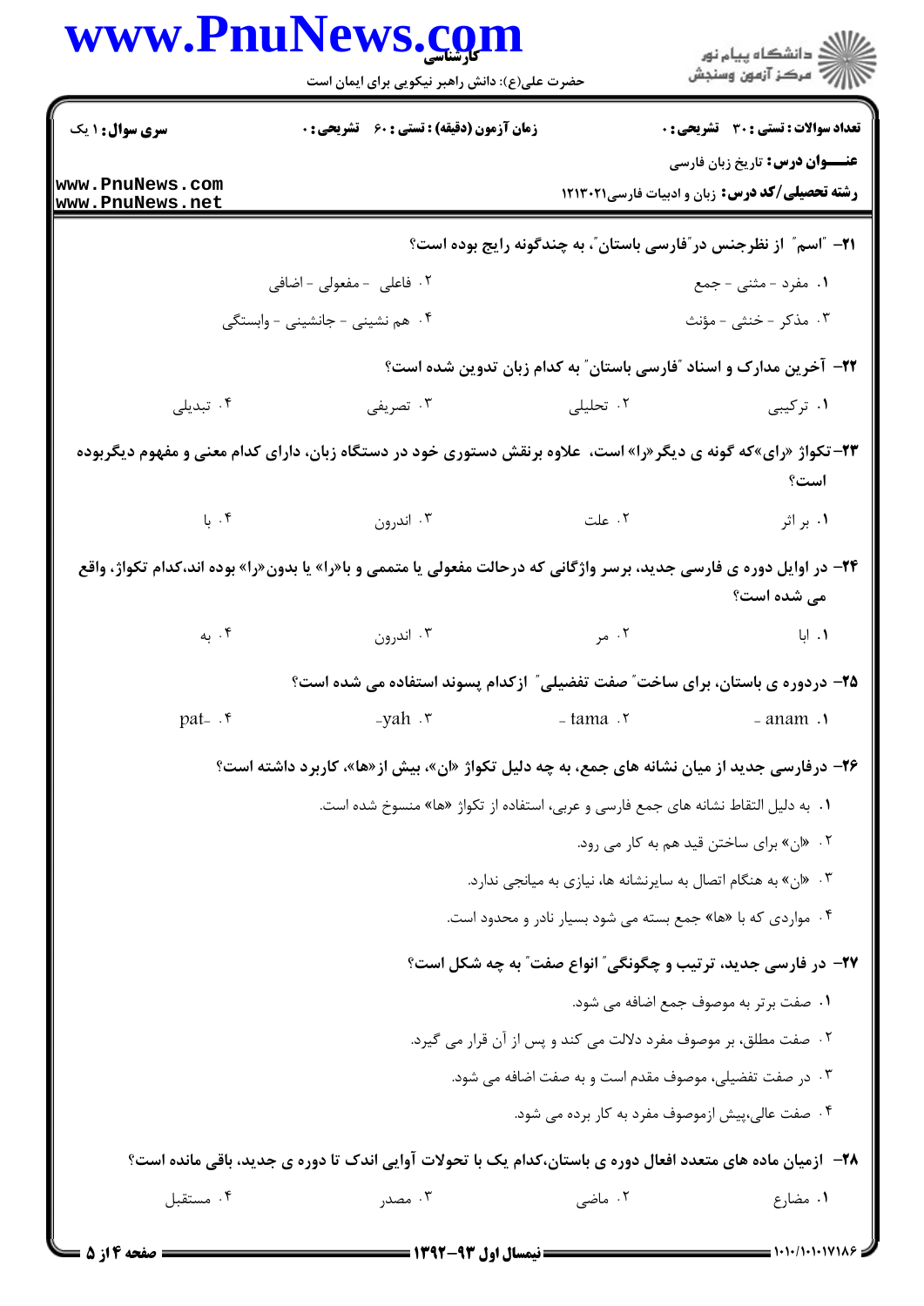**سری سوال:** ۱ یک

**زمان آزمون (دقیقه) : تستی :** ۶۰ **تشریحی :** ۰

**تعداد سوالات : تستی :** ۳۰ **تشریحی :** ۰

**عنـــوان درس:** تاریخ زبان فارسی

**رشته تحصیلی/کد درس:** زبان و ادبیات فارسی۱۲۱۳۰۲۱

**۲۱- "اسم" از نظرجنس در"فارسی باستان"، به چندگونه رایج بوده است؟**

۱. مفرد - مثنی - جمع

۲. فاعلی - مفعولی - اضافی

۳. مذکر - خنثی - مؤنث

۴. هم نشینی - جانشینی - وابستگی

**۲۲- آخرین مدارک و اسناد "فارسی باستان" به کدام زبان تدوین شده است؟**

۱. ترکیبی

۲. تحلیلی

۳. تصریفی

۴. تبدیلی

**۲۳-تکواژ «رای»که گونه ی دیگر«را» است، علاوه برنقش دستوری خود در دستگاه زبان، دارای کدام معنی و مفهوم دیگربوده است؟**

۱. بر اثر

۲. علت

۳. اندرون

۴. با

**۲۴- در اوایل دوره ی فارسی جدید، برسر واژگانی که درحالت مفعولی یا متممی و با«را» یا بدون«را» بوده اند،کدام تکواژ، واقع می شده است؟**

۱. ابا

۲. مر

۳. اندرون

۴. به

**۲۵- دردوره ی باستان، برای ساخت" صفت تفضیلی" ازکدام پسوند استفاده می شده است؟**

۱. anam -

۲. tama -

۳. yah-

۴. pat-

**۲۶- درفارسی جدید از میان نشانه های جمع، به چه دلیل تکواژ «ان»، بیش از«ها»، کاربرد داشته است؟**

۱. به دلیل التقاط نشانه های جمع فارسی و عربی، استفاده از تکواژ «ها» منسوخ شده است.

۲. «ان» برای ساختن قید هم به کار می رود.

۳. «ان» به هنگام اتصال به سایرنشانه ها، نیازی به میانجی ندارد.

۴. مواردی که با «ها» جمع بسته می شود بسیار نادر و محدود است.

**۲۷- در فارسی جدید، ترتیب و چگونگی" انواع صفت" به چه شکل است؟**

۱. صفت برتر به موصوف جمع اضافه می شود.

۲. صفت مطلق، بر موصوف مفرد دلالت می کند و پس از آن قرار می گیرد.

۳. در صفت تفضیلی، موصوف مقدم است و به صفت اضافه می شود.

۴. صفت عالی،پیش ازموصوف مفرد به کار برده می شود.

**۲۸- ازمیان ماده های متعدد افعال دوره ی باستان،کدام یک با تحولات آوایی اندک تا دوره ی جدید، باقی مانده است؟**

۱. مضارع

۲. ماضی

۳. مصدر

۴. مستقبل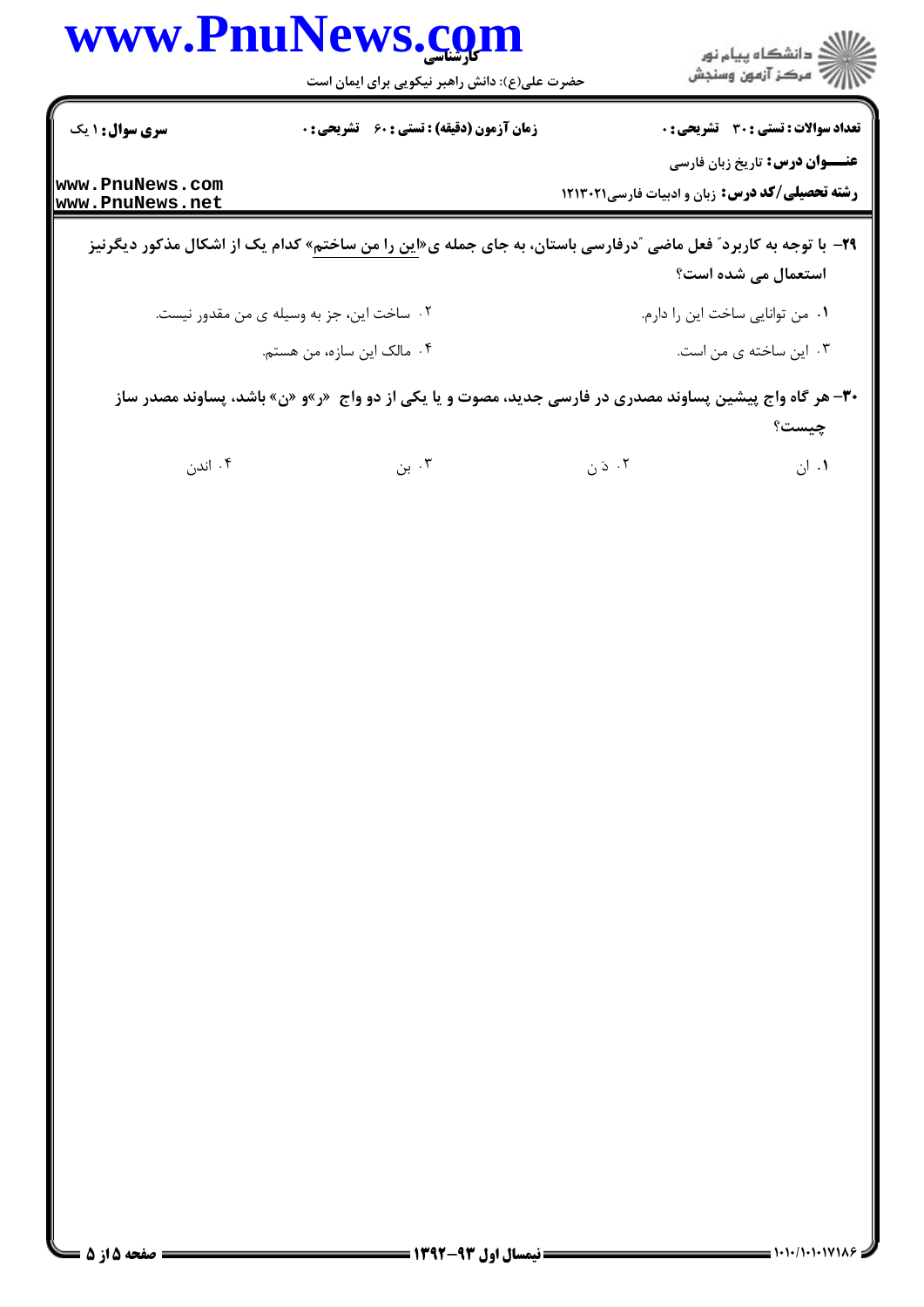۲۹- با توجه به کاربرد" فعل ماضی "درفارسی باستان، به جای جمله ی«این را من ساختم» کدام یک از اشکال مذکور دیگرنیز استعمال می شده است؟

۱. من توانایی ساخت این را دارم.

۲. ساخت این، جز به وسیله ی من مقدور نیست.

۳. این ساخته ی من است.

۴. مالک این سازه، من هستم.

۳۰- هر گاه واج پیشین پساوند مصدری در فارسی جدید، مصوت و یا یکی از دو واج «ر»و «ن» باشد، پساوند مصدر ساز چیست؟

۱. ان

۲. دَن

۳. بن

۴. اندن